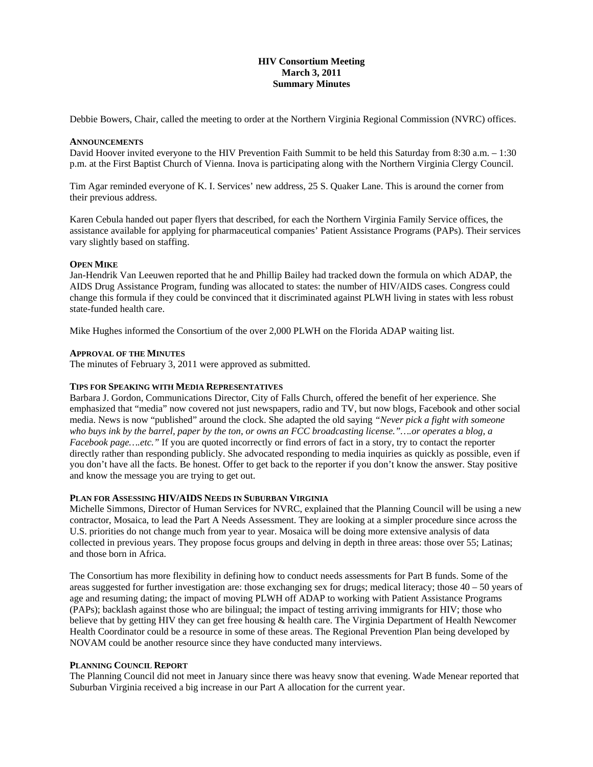# HIV Consortium Meeting
## March 3, 2011
## Summary Minutes

Debbie Bowers, Chair, called the meeting to order at the Northern Virginia Regional Commission (NVRC) offices.

### ANNOUNCEMENTS

David Hoover invited everyone to the HIV Prevention Faith Summit to be held this Saturday from 8:30 a.m. – 1:30 p.m. at the First Baptist Church of Vienna. Inova is participating along with the Northern Virginia Clergy Council.

Tim Agar reminded everyone of K. I. Services' new address, 25 S. Quaker Lane. This is around the corner from their previous address.

Karen Cebula handed out paper flyers that described, for each the Northern Virginia Family Service offices, the assistance available for applying for pharmaceutical companies' Patient Assistance Programs (PAPs). Their services vary slightly based on staffing.

### OPEN MIKE

Jan-Hendrik Van Leeuwen reported that he and Phillip Bailey had tracked down the formula on which ADAP, the AIDS Drug Assistance Program, funding was allocated to states: the number of HIV/AIDS cases. Congress could change this formula if they could be convinced that it discriminated against PLWH living in states with less robust state-funded health care.

Mike Hughes informed the Consortium of the over 2,000 PLWH on the Florida ADAP waiting list.

### APPROVAL OF THE MINUTES

The minutes of February 3, 2011 were approved as submitted.

### TIPS FOR SPEAKING WITH MEDIA REPRESENTATIVES

Barbara J. Gordon, Communications Director, City of Falls Church, offered the benefit of her experience. She emphasized that "media" now covered not just newspapers, radio and TV, but now blogs, Facebook and other social media. News is now "published" around the clock. She adapted the old saying *"Never pick a fight with someone who buys ink by the barrel, paper by the ton, or owns an FCC broadcasting license."….or operates a blog, a Facebook page….etc."* If you are quoted incorrectly or find errors of fact in a story, try to contact the reporter directly rather than responding publicly. She advocated responding to media inquiries as quickly as possible, even if you don't have all the facts. Be honest. Offer to get back to the reporter if you don't know the answer. Stay positive and know the message you are trying to get out.

### PLAN FOR ASSESSING HIV/AIDS NEEDS IN SUBURBAN VIRGINIA

Michelle Simmons, Director of Human Services for NVRC, explained that the Planning Council will be using a new contractor, Mosaica, to lead the Part A Needs Assessment. They are looking at a simpler procedure since across the U.S. priorities do not change much from year to year. Mosaica will be doing more extensive analysis of data collected in previous years. They propose focus groups and delving in depth in three areas: those over 55; Latinas; and those born in Africa.

The Consortium has more flexibility in defining how to conduct needs assessments for Part B funds. Some of the areas suggested for further investigation are: those exchanging sex for drugs; medical literacy; those 40 – 50 years of age and resuming dating; the impact of moving PLWH off ADAP to working with Patient Assistance Programs (PAPs); backlash against those who are bilingual; the impact of testing arriving immigrants for HIV; those who believe that by getting HIV they can get free housing & health care. The Virginia Department of Health Newcomer Health Coordinator could be a resource in some of these areas. The Regional Prevention Plan being developed by NOVAM could be another resource since they have conducted many interviews.

### PLANNING COUNCIL REPORT

The Planning Council did not meet in January since there was heavy snow that evening. Wade Menear reported that Suburban Virginia received a big increase in our Part A allocation for the current year.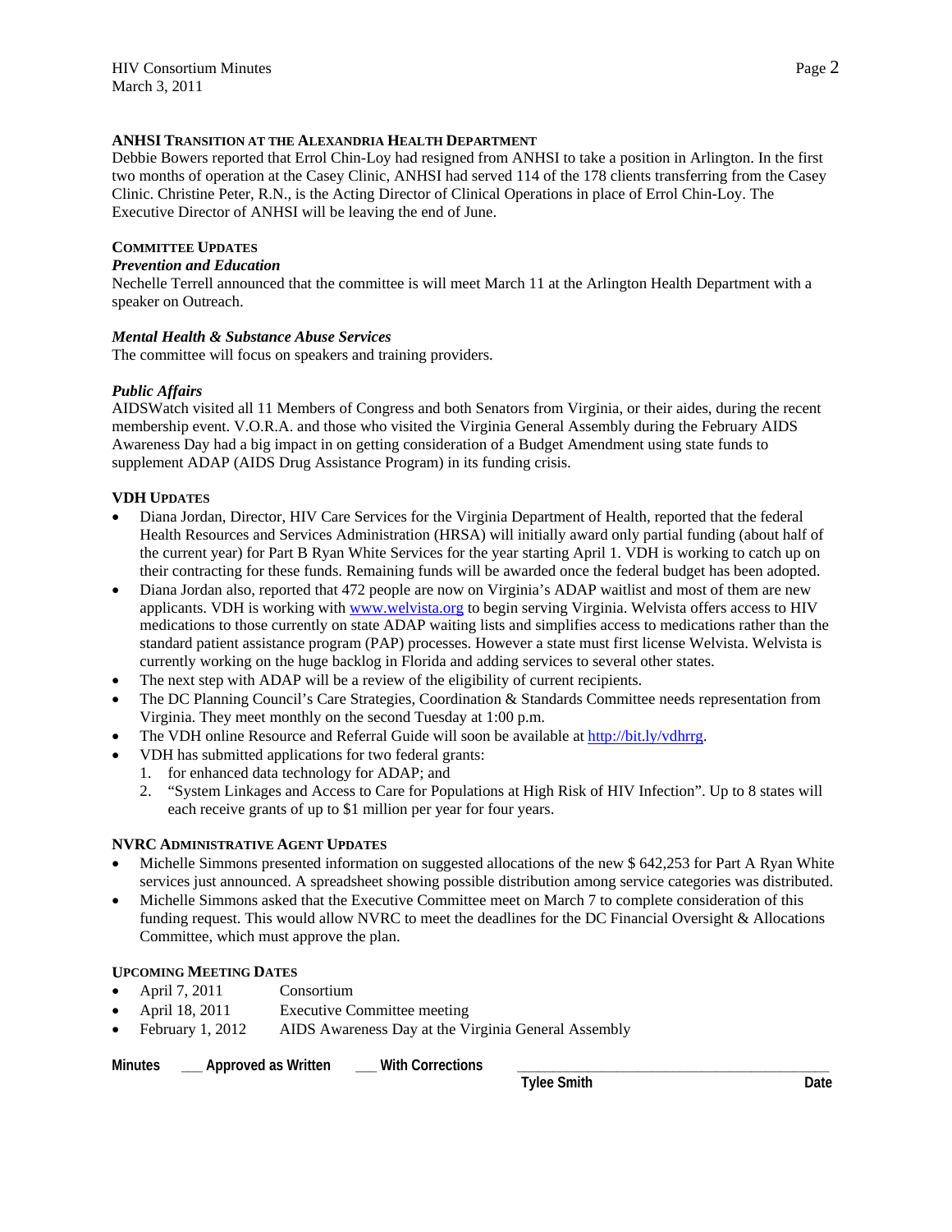### ANHSI Transition at the Alexandria Health Department

Debbie Bowers reported that Errol Chin-Loy had resigned from ANHSI to take a position in Arlington. In the first two months of operation at the Casey Clinic, ANHSI had served 114 of the 178 clients transferring from the Casey Clinic. Christine Peter, R.N., is the Acting Director of Clinical Operations in place of Errol Chin-Loy. The Executive Director of ANHSI will be leaving the end of June.

### Committee Updates

***Prevention and Education***

Nechelle Terrell announced that the committee is will meet March 11 at the Arlington Health Department with a speaker on Outreach.

***Mental Health & Substance Abuse Services***

The committee will focus on speakers and training providers.

***Public Affairs***

AIDSWatch visited all 11 Members of Congress and both Senators from Virginia, or their aides, during the recent membership event. V.O.R.A. and those who visited the Virginia General Assembly during the February AIDS Awareness Day had a big impact in on getting consideration of a Budget Amendment using state funds to supplement ADAP (AIDS Drug Assistance Program) in its funding crisis.

### VDH Updates

- Diana Jordan, Director, HIV Care Services for the Virginia Department of Health, reported that the federal Health Resources and Services Administration (HRSA) will initially award only partial funding (about half of the current year) for Part B Ryan White Services for the year starting April 1. VDH is working to catch up on their contracting for these funds. Remaining funds will be awarded once the federal budget has been adopted.
- Diana Jordan also, reported that 472 people are now on Virginia's ADAP waitlist and most of them are new applicants. VDH is working with www.welvista.org to begin serving Virginia. Welvista offers access to HIV medications to those currently on state ADAP waiting lists and simplifies access to medications rather than the standard patient assistance program (PAP) processes. However a state must first license Welvista. Welvista is currently working on the huge backlog in Florida and adding services to several other states.
- The next step with ADAP will be a review of the eligibility of current recipients.
- The DC Planning Council's Care Strategies, Coordination & Standards Committee needs representation from Virginia. They meet monthly on the second Tuesday at 1:00 p.m.
- The VDH online Resource and Referral Guide will soon be available at http://bit.ly/vdhrrg.
- VDH has submitted applications for two federal grants:
  1. for enhanced data technology for ADAP; and
  2. "System Linkages and Access to Care for Populations at High Risk of HIV Infection". Up to 8 states will each receive grants of up to $1 million per year for four years.

### NVRC Administrative Agent Updates

- Michelle Simmons presented information on suggested allocations of the new $ 642,253 for Part A Ryan White services just announced. A spreadsheet showing possible distribution among service categories was distributed.
- Michelle Simmons asked that the Executive Committee meet on March 7 to complete consideration of this funding request. This would allow NVRC to meet the deadlines for the DC Financial Oversight & Allocations Committee, which must approve the plan.

### Upcoming Meeting Dates

- April 7, 2011 — Consortium
- April 18, 2011 — Executive Committee meeting
- February 1, 2012 — AIDS Awareness Day at the Virginia General Assembly

**Minutes \_\_\_ Approved as Written \_\_\_ With Corrections** \_\_\_\_\_\_\_\_\_\_\_\_\_\_\_\_\_\_\_\_\_\_\_\_\_\_\_\_\_\_\_\_\_\_\_\_\_\_\_\_

**Tylee Smith** **Date**